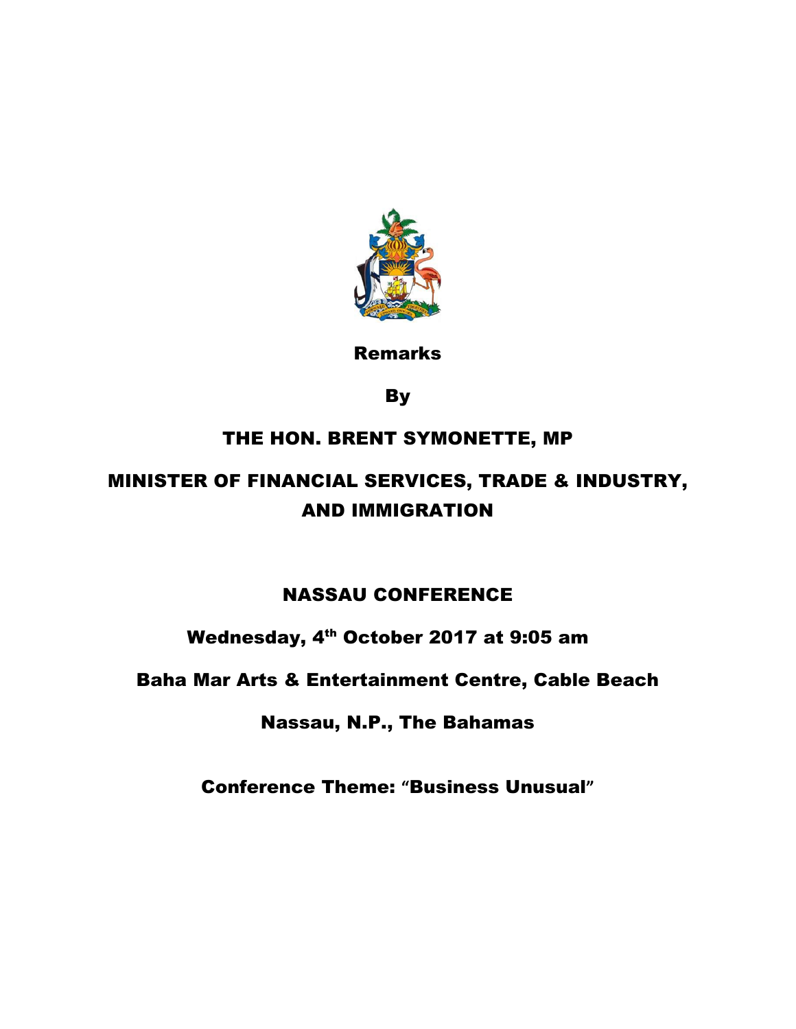**Remarks**

**By**

**THE HON. BRENT SYMONETTE, MP**

**MINISTER OF FINANCIAL SERVICES, TRADE & INDUSTRY, AND IMMIGRATION**

**NASSAU CONFERENCE**

**Wednesday, 4th October 2017 at 9:05 am**

**Baha Mar Arts & Entertainment Centre, Cable Beach**

**Nassau, N.P., The Bahamas**

**Conference Theme: "Business Unusual"**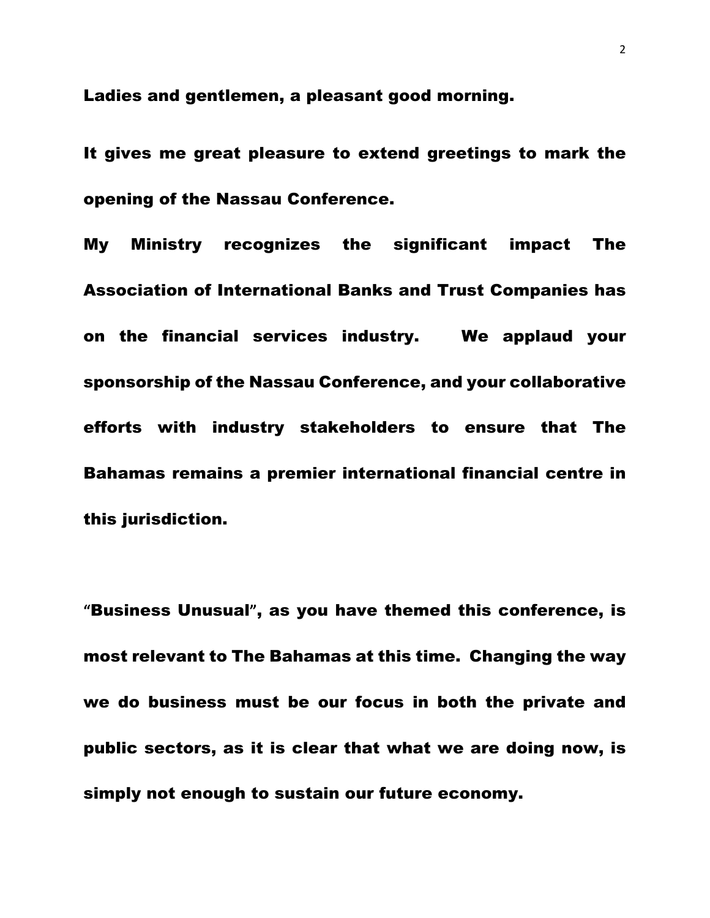Ladies and gentlemen, a pleasant good morning.

It gives me great pleasure to extend greetings to mark the opening of the Nassau Conference.

My Ministry recognizes the significant impact The Association of International Banks and Trust Companies has on the financial services industry. We applaud your sponsorship of the Nassau Conference, and your collaborative efforts with industry stakeholders to ensure that The Bahamas remains a premier international financial centre in this jurisdiction.

"Business Unusual", as you have themed this conference, is most relevant to The Bahamas at this time. Changing the way we do business must be our focus in both the private and public sectors, as it is clear that what we are doing now, is simply not enough to sustain our future economy.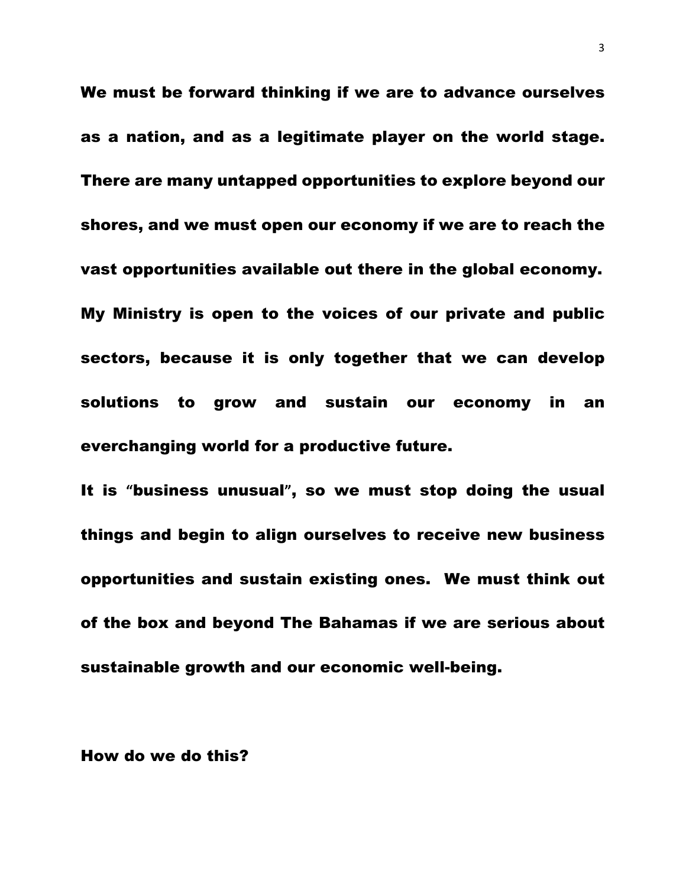We must be forward thinking if we are to advance ourselves as a nation, and as a legitimate player on the world stage. There are many untapped opportunities to explore beyond our shores, and we must open our economy if we are to reach the vast opportunities available out there in the global economy. My Ministry is open to the voices of our private and public sectors, because it is only together that we can develop solutions to grow and sustain our economy in an everchanging world for a productive future.

It is "business unusual", so we must stop doing the usual things and begin to align ourselves to receive new business opportunities and sustain existing ones. We must think out of the box and beyond The Bahamas if we are serious about sustainable growth and our economic well-being.

How do we do this?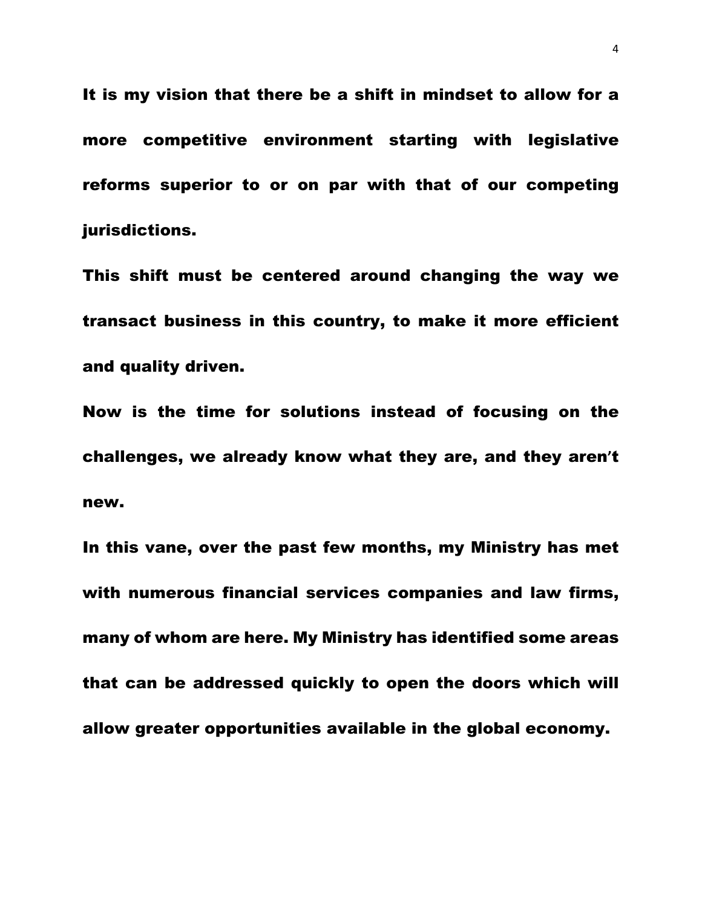**It is my vision that there be a shift in mindset to allow for a more competitive environment starting with legislative reforms superior to or on par with that of our competing jurisdictions.**

**This shift must be centered around changing the way we transact business in this country, to make it more efficient and quality driven.**

**Now is the time for solutions instead of focusing on the challenges, we already know what they are, and they aren't new.**

**In this vane, over the past few months, my Ministry has met with numerous financial services companies and law firms, many of whom are here. My Ministry has identified some areas that can be addressed quickly to open the doors which will allow greater opportunities available in the global economy.**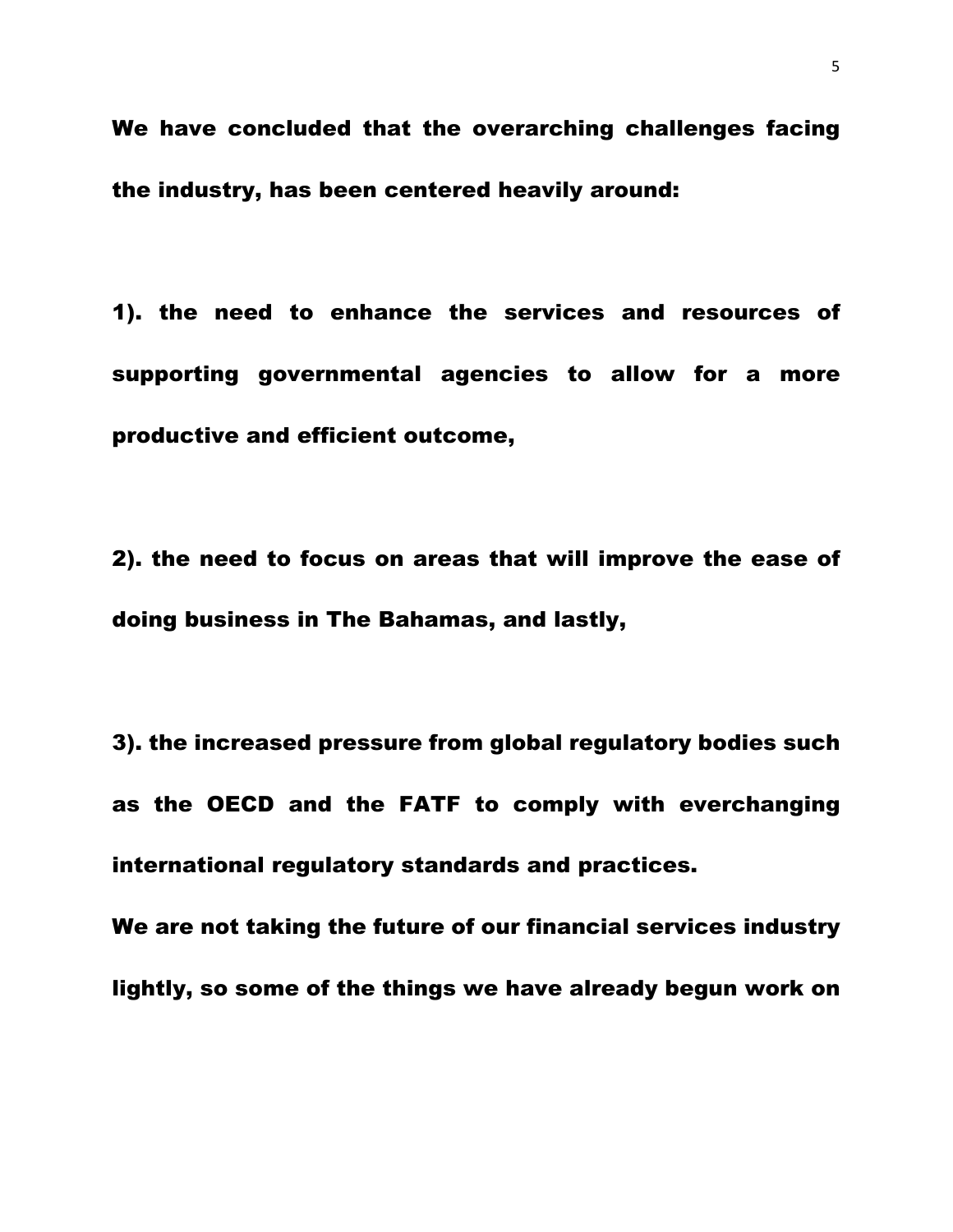**We have concluded that the overarching challenges facing the industry, has been centered heavily around:**

**1). the need to enhance the services and resources of supporting governmental agencies to allow for a more productive and efficient outcome,**

**2). the need to focus on areas that will improve the ease of doing business in The Bahamas, and lastly,**

**3). the increased pressure from global regulatory bodies such as the OECD and the FATF to comply with everchanging international regulatory standards and practices.**

**We are not taking the future of our financial services industry lightly, so some of the things we have already begun work on**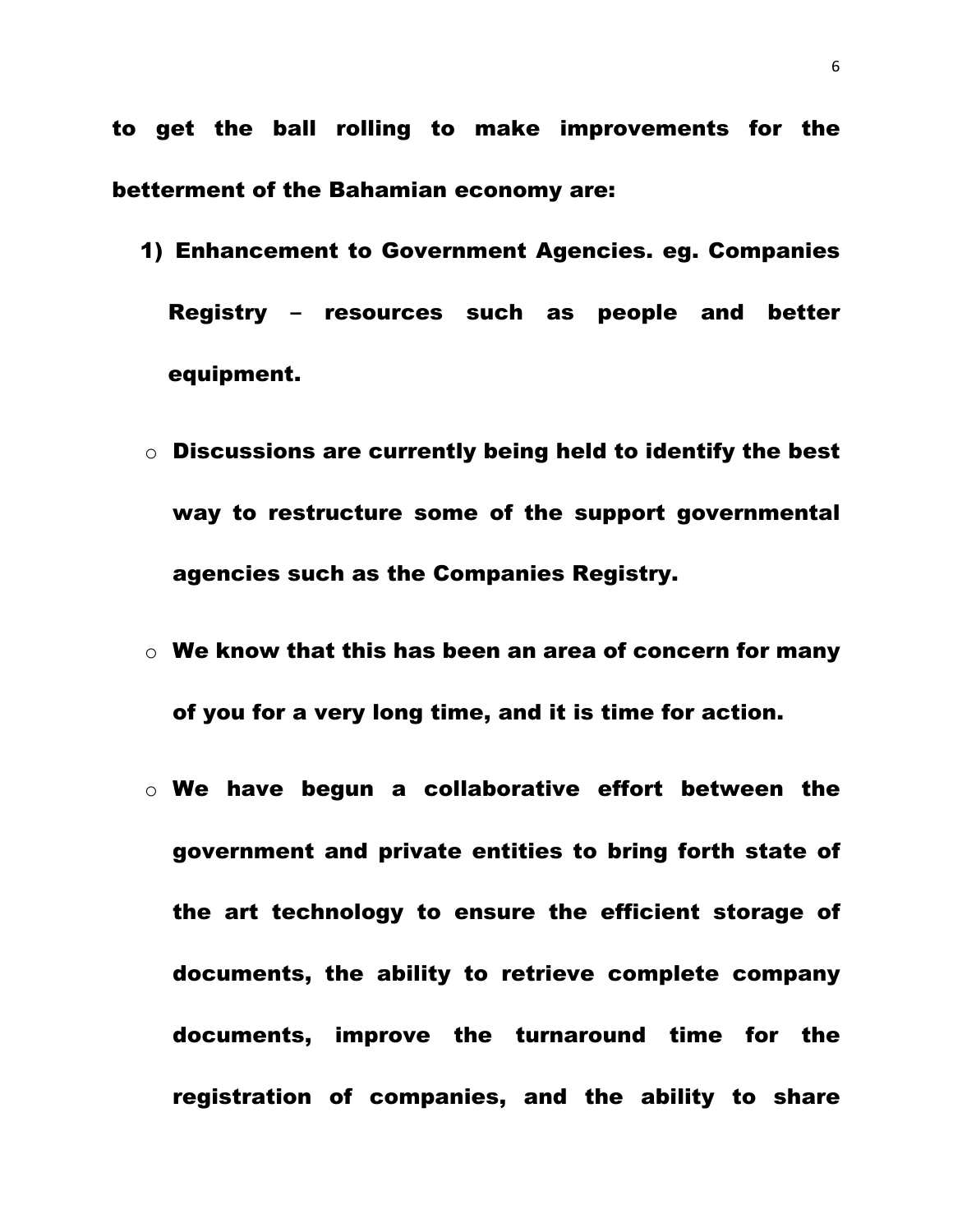**to get the ball rolling to make improvements for the betterment of the Bahamian economy are:**

1) **Enhancement to Government Agencies. eg. Companies Registry – resources such as people and better equipment.**

- **Discussions are currently being held to identify the best way to restructure some of the support governmental agencies such as the Companies Registry.**
- **We know that this has been an area of concern for many of you for a very long time, and it is time for action.**
- **We have begun a collaborative effort between the government and private entities to bring forth state of the art technology to ensure the efficient storage of documents, the ability to retrieve complete company documents, improve the turnaround time for the registration of companies, and the ability to share**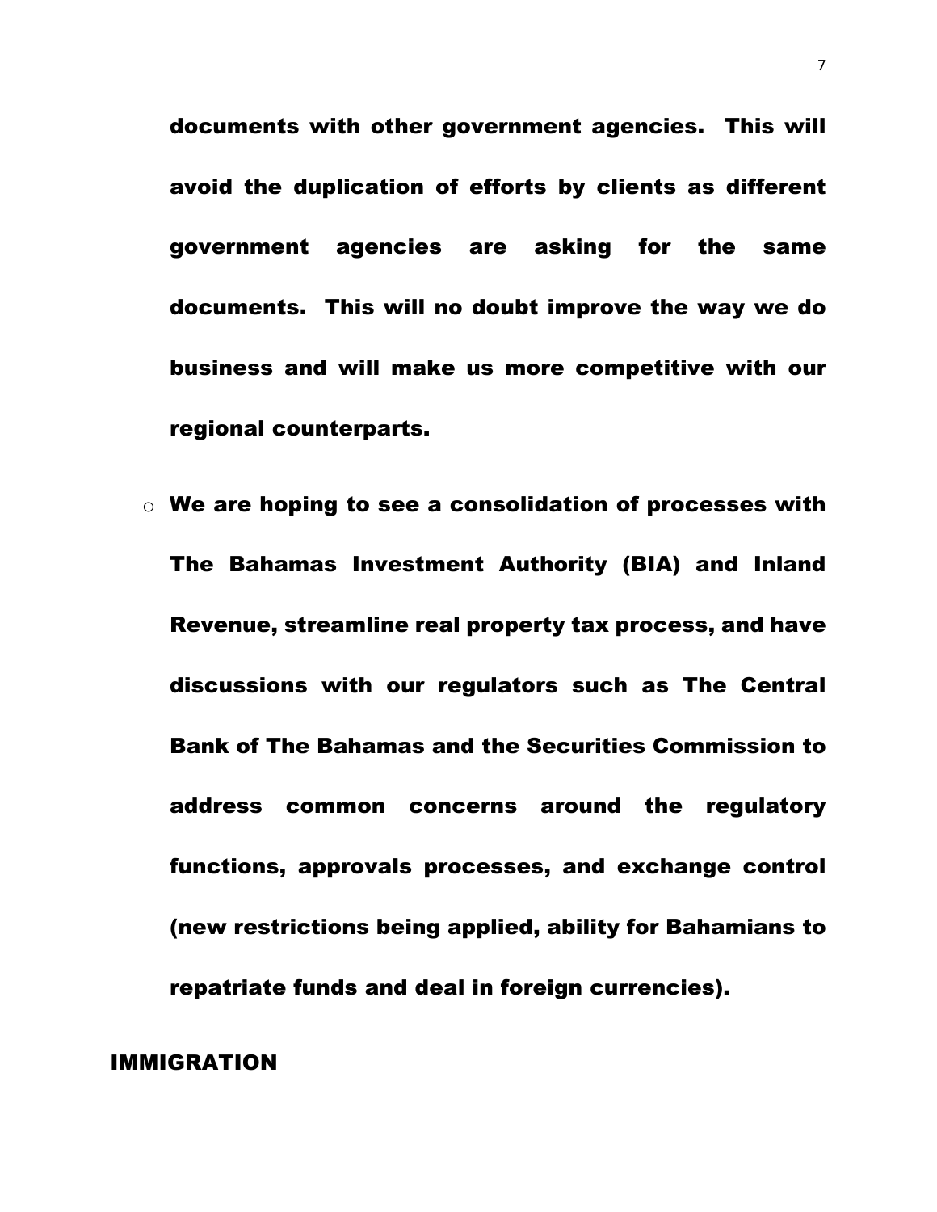**documents with other government agencies. This will avoid the duplication of efforts by clients as different government agencies are asking for the same documents. This will no doubt improve the way we do business and will make us more competitive with our regional counterparts.**

- **We are hoping to see a consolidation of processes with The Bahamas Investment Authority (BIA) and Inland Revenue, streamline real property tax process, and have discussions with our regulators such as The Central Bank of The Bahamas and the Securities Commission to address common concerns around the regulatory functions, approvals processes, and exchange control (new restrictions being applied, ability for Bahamians to repatriate funds and deal in foreign currencies).**

## IMMIGRATION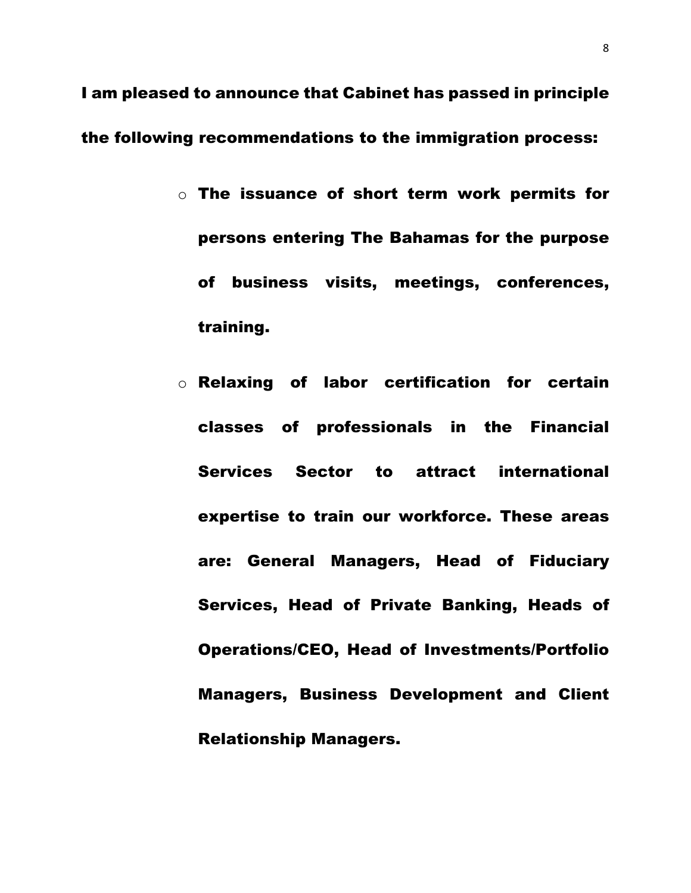**I am pleased to announce that Cabinet has passed in principle the following recommendations to the immigration process:**

- **The issuance of short term work permits for persons entering The Bahamas for the purpose of business visits, meetings, conferences, training.**
- **Relaxing of labor certification for certain classes of professionals in the Financial Services Sector to attract international expertise to train our workforce. These areas are: General Managers, Head of Fiduciary Services, Head of Private Banking, Heads of Operations/CEO, Head of Investments/Portfolio Managers, Business Development and Client Relationship Managers.**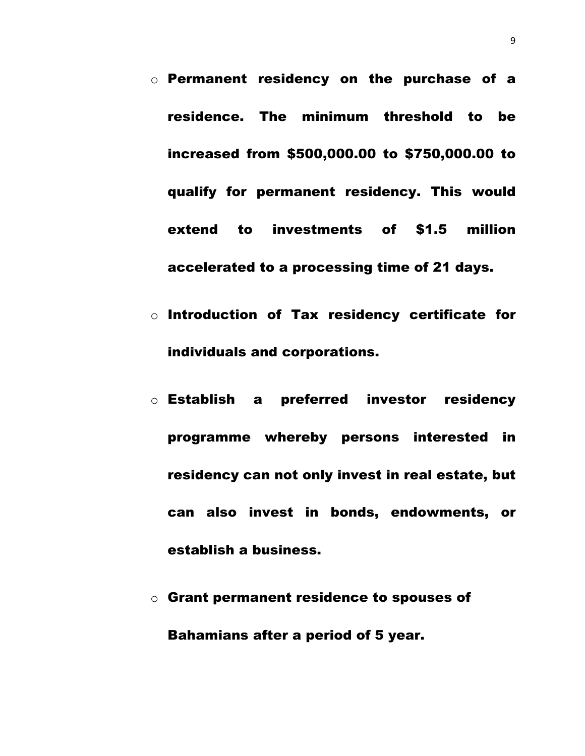- **Permanent residency on the purchase of a residence. The minimum threshold to be increased from $500,000.00 to $750,000.00 to qualify for permanent residency. This would extend to investments of $1.5 million accelerated to a processing time of 21 days.**

- **Introduction of Tax residency certificate for individuals and corporations.**

- **Establish a preferred investor residency programme whereby persons interested in residency can not only invest in real estate, but can also invest in bonds, endowments, or establish a business.**

- **Grant permanent residence to spouses of Bahamians after a period of 5 year.**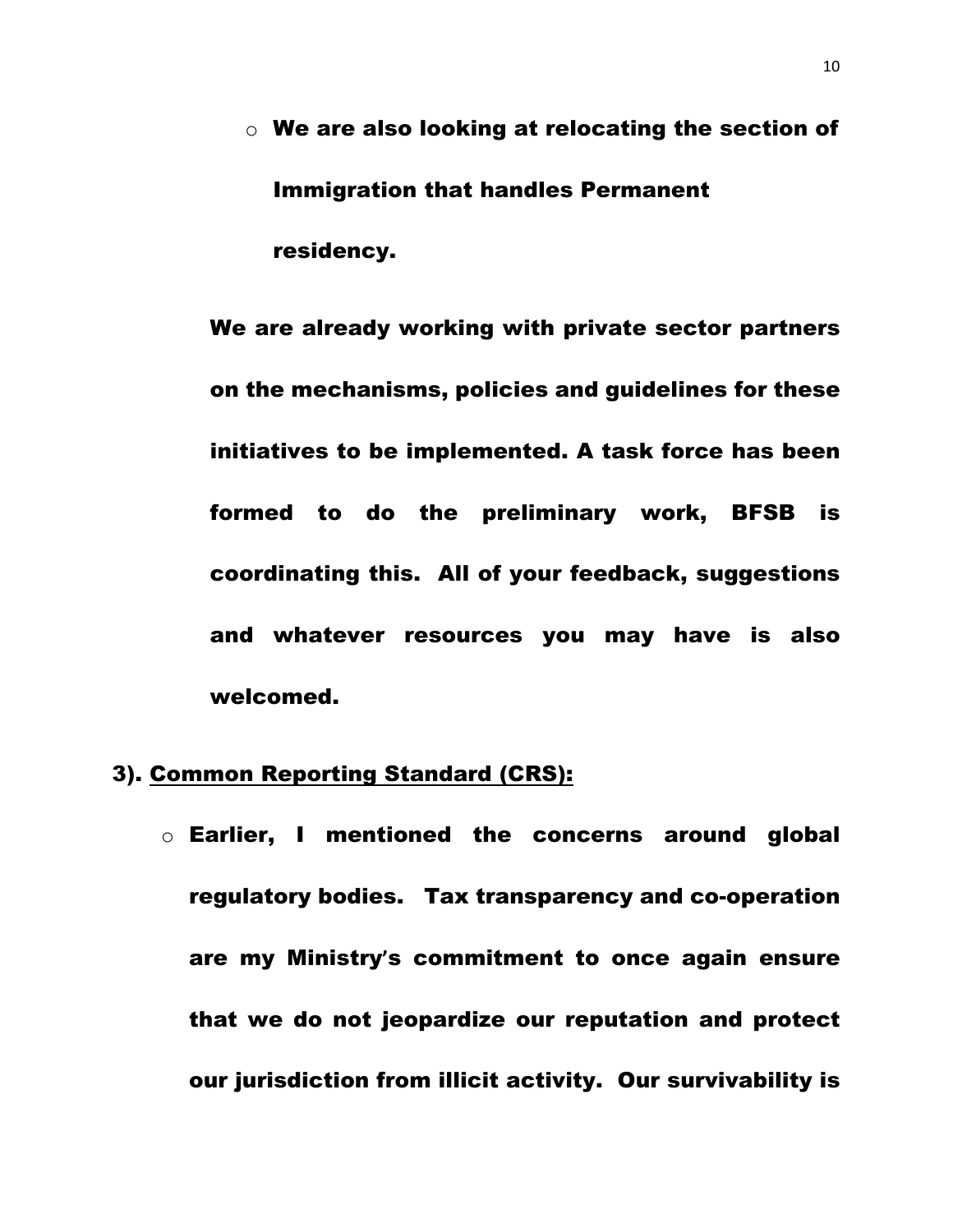- **We are also looking at relocating the section of Immigration that handles Permanent residency.**

**We are already working with private sector partners on the mechanisms, policies and guidelines for these initiatives to be implemented. A task force has been formed to do the preliminary work, BFSB is coordinating this. All of your feedback, suggestions and whatever resources you may have is also welcomed.**

**3). <u>Common Reporting Standard (CRS):</u>**

- **Earlier, I mentioned the concerns around global regulatory bodies. Tax transparency and co-operation are my Ministry's commitment to once again ensure that we do not jeopardize our reputation and protect our jurisdiction from illicit activity. Our survivability is**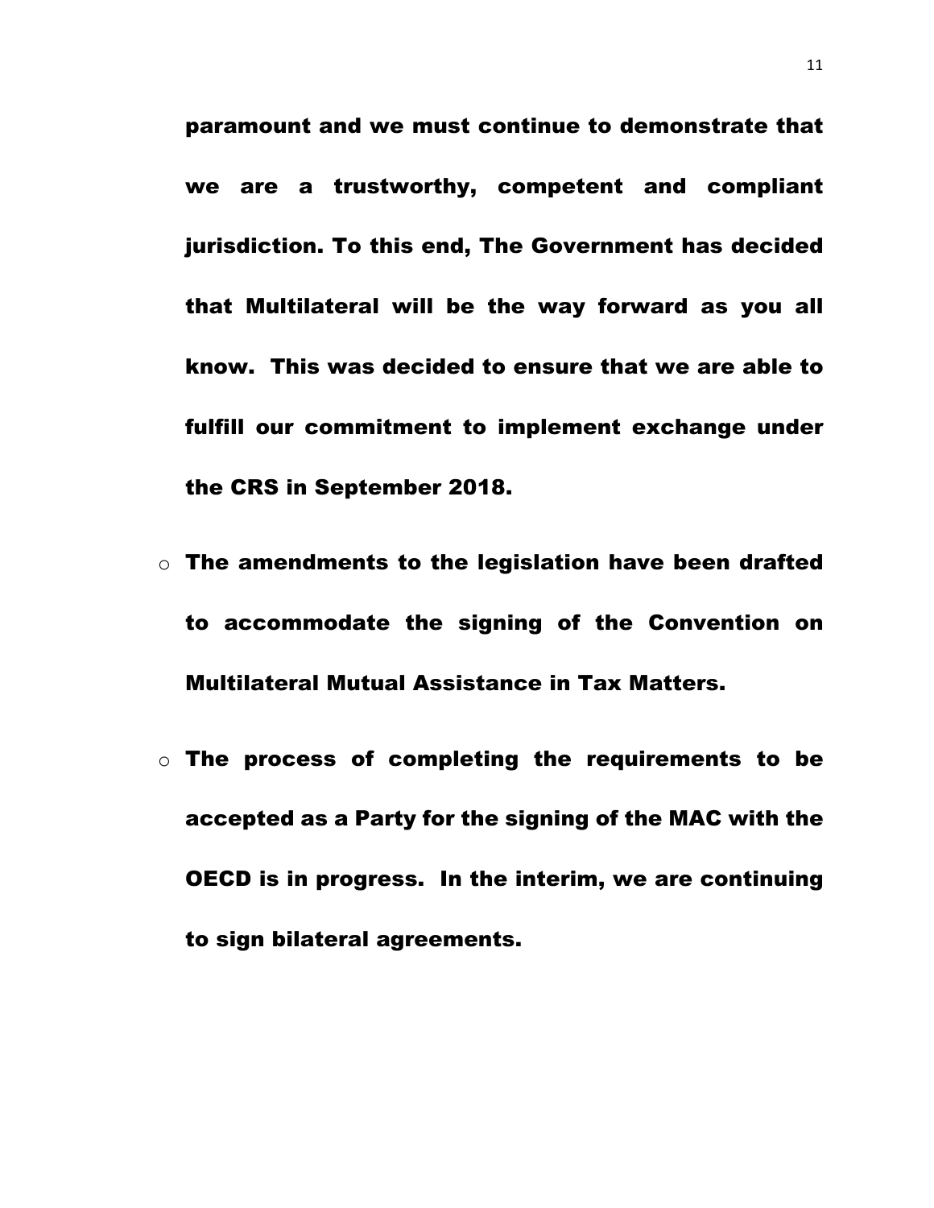**paramount and we must continue to demonstrate that we are a trustworthy, competent and compliant jurisdiction. To this end, The Government has decided that Multilateral will be the way forward as you all know. This was decided to ensure that we are able to fulfill our commitment to implement exchange under the CRS in September 2018.**

- **The amendments to the legislation have been drafted to accommodate the signing of the Convention on Multilateral Mutual Assistance in Tax Matters.**
- **The process of completing the requirements to be accepted as a Party for the signing of the MAC with the OECD is in progress. In the interim, we are continuing to sign bilateral agreements.**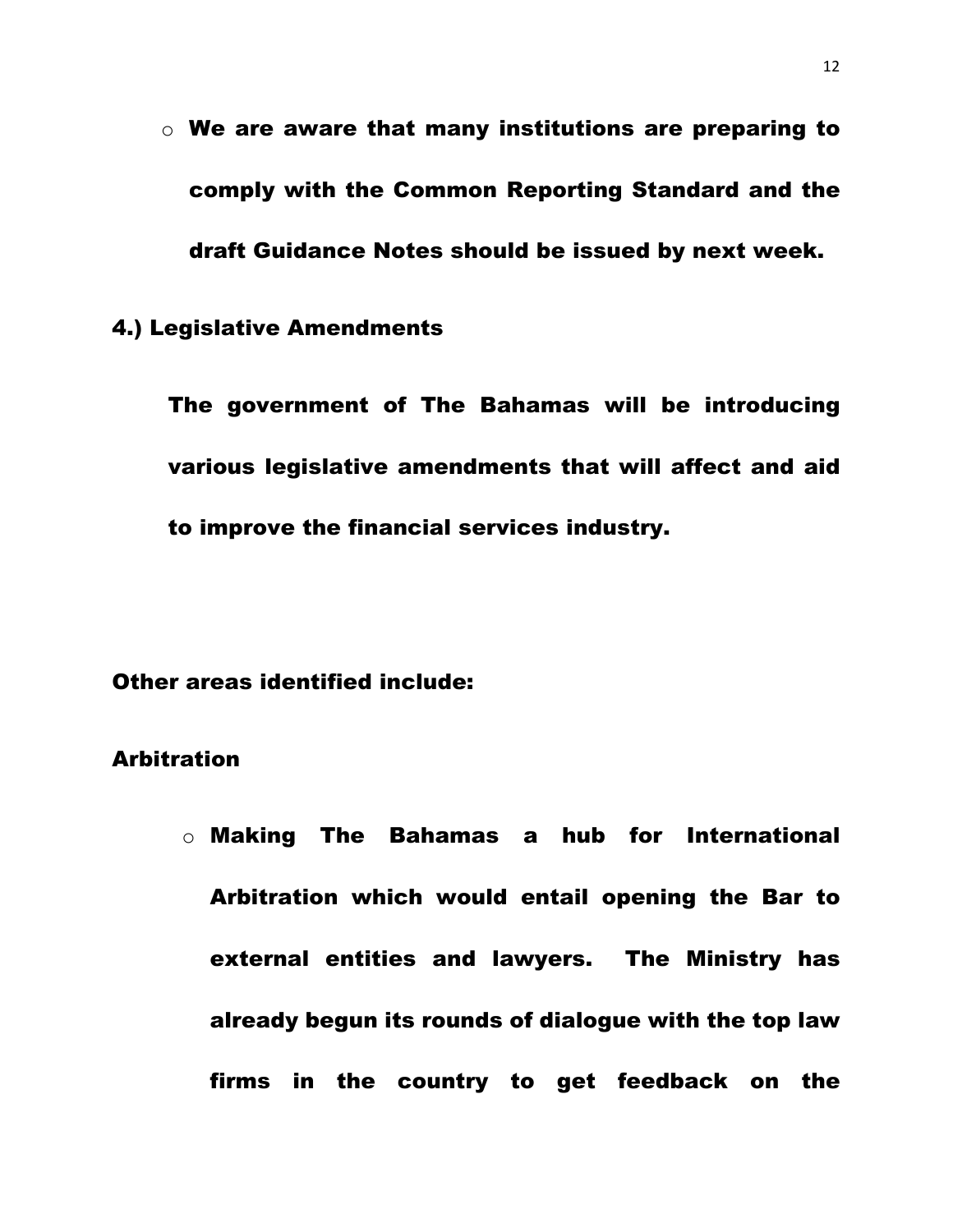- **We are aware that many institutions are preparing to comply with the Common Reporting Standard and the draft Guidance Notes should be issued by next week.**

**4.) Legislative Amendments**

**The government of The Bahamas will be introducing various legislative amendments that will affect and aid to improve the financial services industry.**

**Other areas identified include:**

**Arbitration**

- **Making The Bahamas a hub for International Arbitration which would entail opening the Bar to external entities and lawyers. The Ministry has already begun its rounds of dialogue with the top law firms in the country to get feedback on the**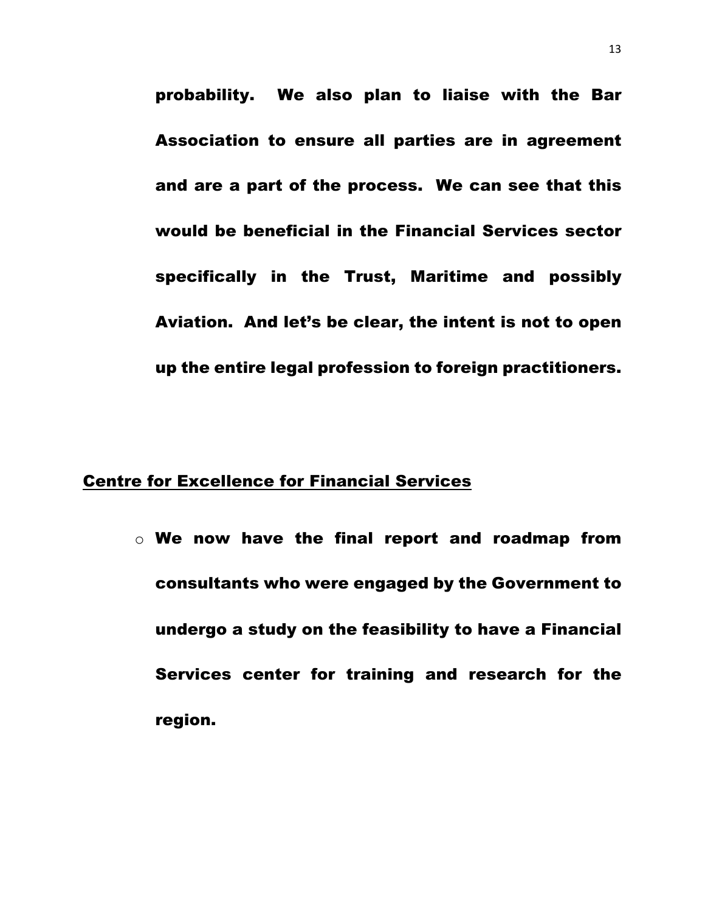**probability. We also plan to liaise with the Bar Association to ensure all parties are in agreement and are a part of the process. We can see that this would be beneficial in the Financial Services sector specifically in the Trust, Maritime and possibly Aviation. And let's be clear, the intent is not to open up the entire legal profession to foreign practitioners.**

## Centre for Excellence for Financial Services

- **We now have the final report and roadmap from consultants who were engaged by the Government to undergo a study on the feasibility to have a Financial Services center for training and research for the region.**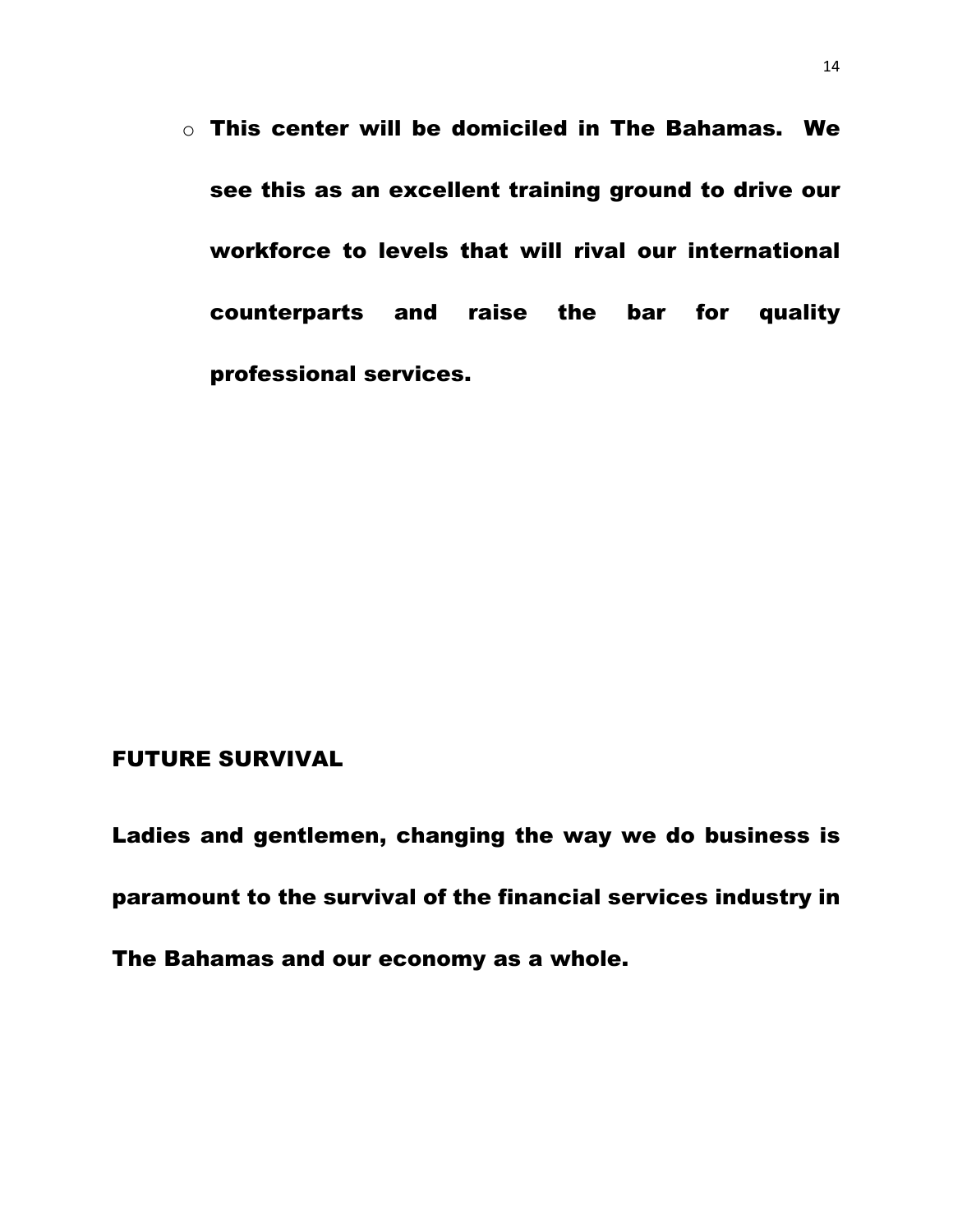- **This center will be domiciled in The Bahamas. We see this as an excellent training ground to drive our workforce to levels that will rival our international counterparts and raise the bar for quality professional services.**

## FUTURE SURVIVAL

**Ladies and gentlemen, changing the way we do business is paramount to the survival of the financial services industry in The Bahamas and our economy as a whole.**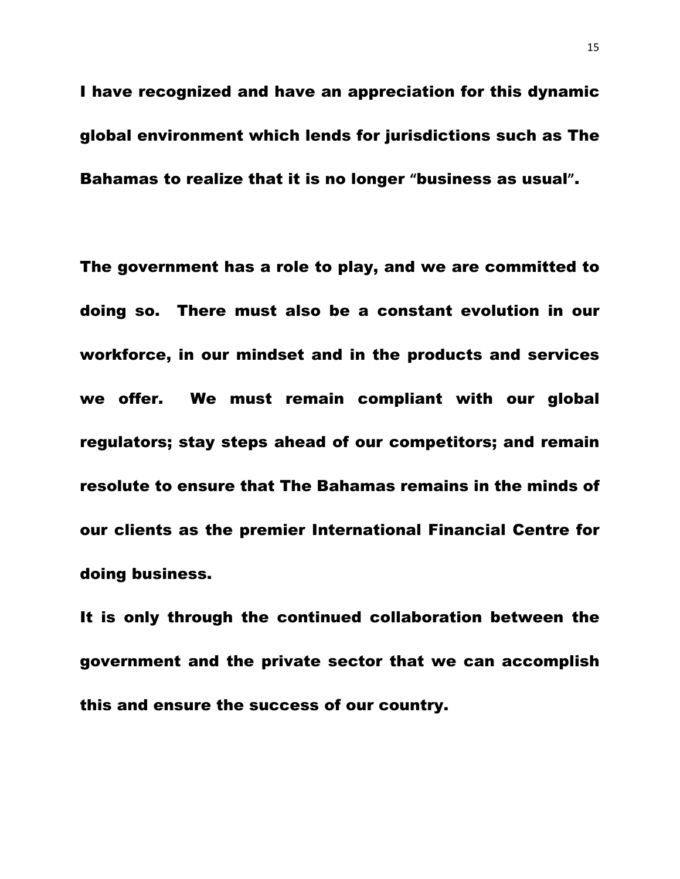**I have recognized and have an appreciation for this dynamic global environment which lends for jurisdictions such as The Bahamas to realize that it is no longer "business as usual".**

**The government has a role to play, and we are committed to doing so. There must also be a constant evolution in our workforce, in our mindset and in the products and services we offer. We must remain compliant with our global regulators; stay steps ahead of our competitors; and remain resolute to ensure that The Bahamas remains in the minds of our clients as the premier International Financial Centre for doing business.**

**It is only through the continued collaboration between the government and the private sector that we can accomplish this and ensure the success of our country.**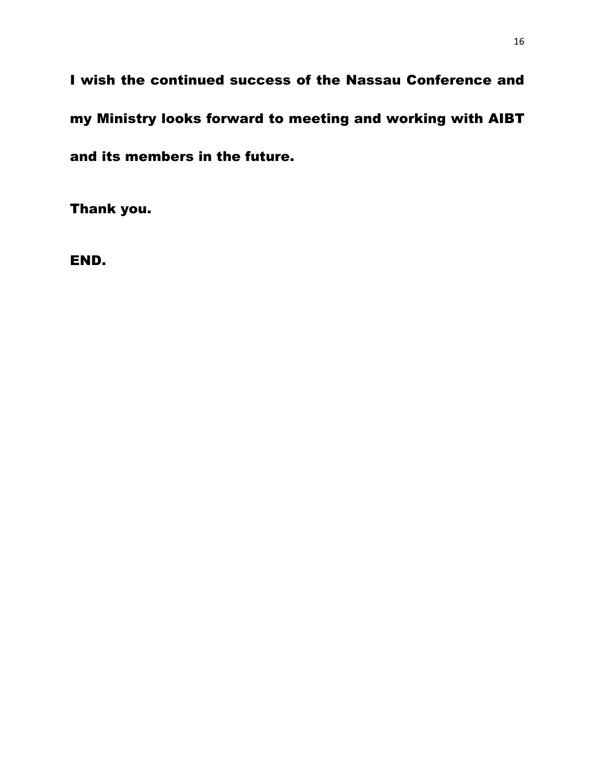**I wish the continued success of the Nassau Conference and my Ministry looks forward to meeting and working with AIBT and its members in the future.**

**Thank you.**

**END.**